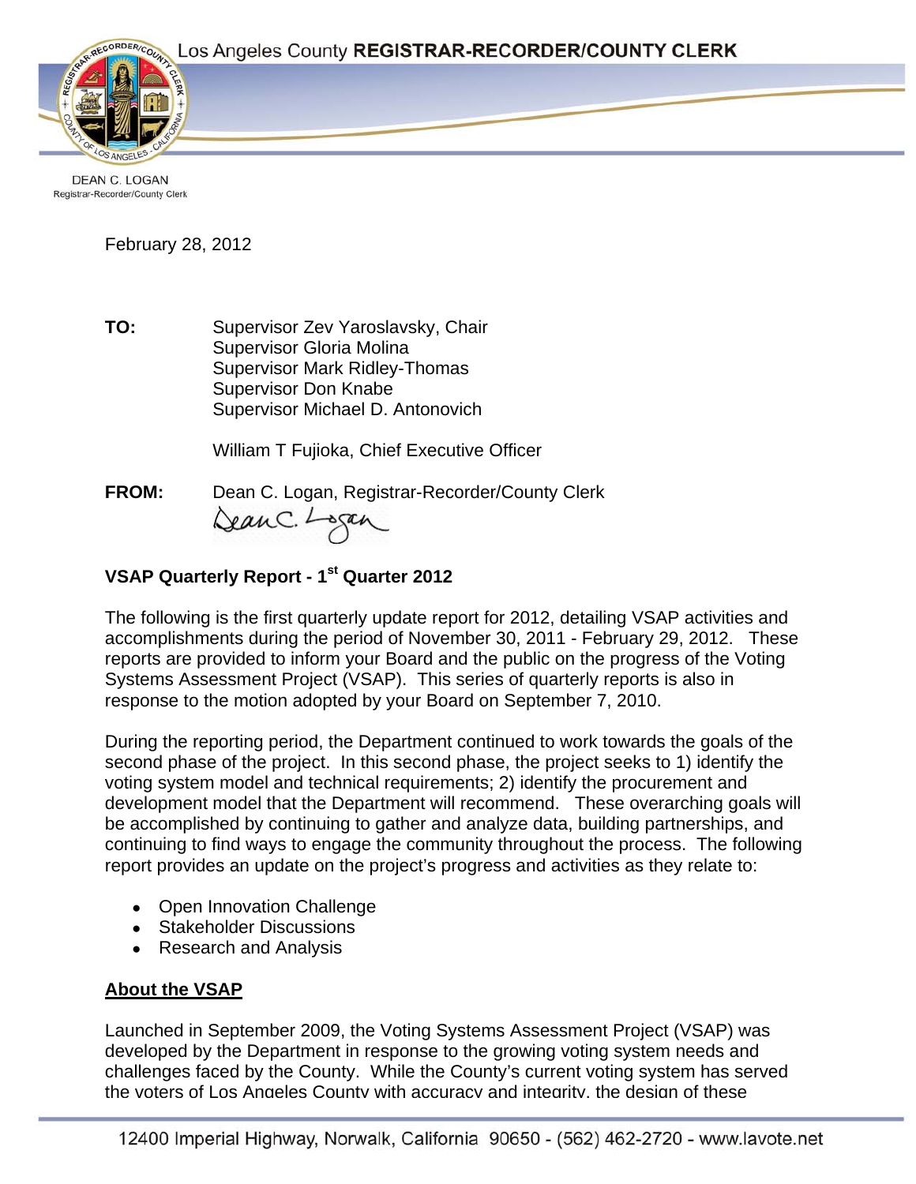Los Angeles County **REGISTRAR-RECORDER/COUNTY CLERK**

DEAN C. LOGAN
Registrar-Recorder/County Clerk

February 28, 2012

**TO:** Supervisor Zev Yaroslavsky, Chair
Supervisor Gloria Molina
Supervisor Mark Ridley-Thomas
Supervisor Don Knabe
Supervisor Michael D. Antonovich

William T Fujioka, Chief Executive Officer

**FROM:** Dean C. Logan, Registrar-Recorder/County Clerk

## VSAP Quarterly Report - 1st Quarter 2012

The following is the first quarterly update report for 2012, detailing VSAP activities and accomplishments during the period of November 30, 2011 - February 29, 2012. These reports are provided to inform your Board and the public on the progress of the Voting Systems Assessment Project (VSAP). This series of quarterly reports is also in response to the motion adopted by your Board on September 7, 2010.

During the reporting period, the Department continued to work towards the goals of the second phase of the project. In this second phase, the project seeks to 1) identify the voting system model and technical requirements; 2) identify the procurement and development model that the Department will recommend. These overarching goals will be accomplished by continuing to gather and analyze data, building partnerships, and continuing to find ways to engage the community throughout the process. The following report provides an update on the project's progress and activities as they relate to:

- Open Innovation Challenge
- Stakeholder Discussions
- Research and Analysis

### About the VSAP

Launched in September 2009, the Voting Systems Assessment Project (VSAP) was developed by the Department in response to the growing voting system needs and challenges faced by the County. While the County's current voting system has served the voters of Los Angeles County with accuracy and integrity, the design of these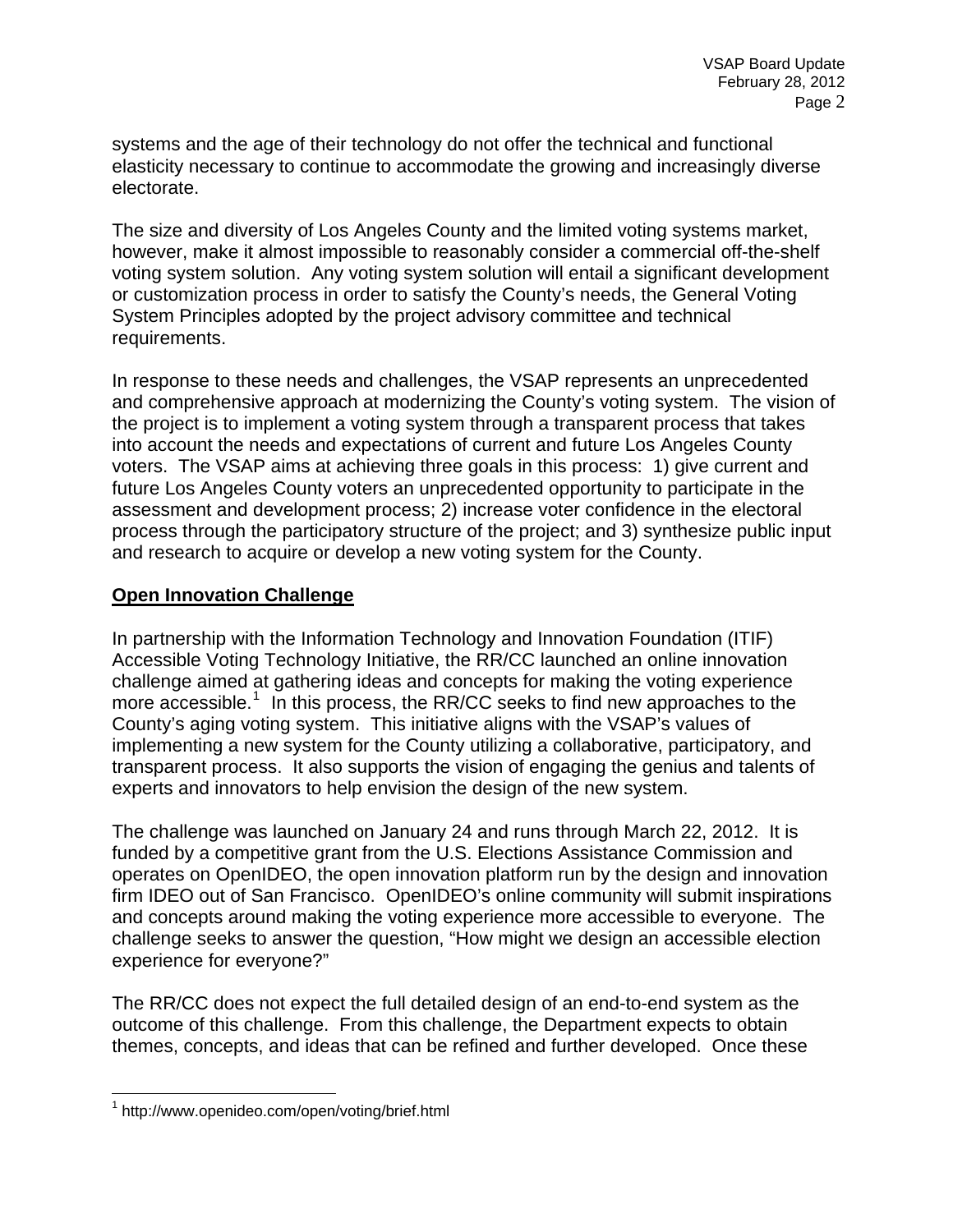systems and the age of their technology do not offer the technical and functional elasticity necessary to continue to accommodate the growing and increasingly diverse electorate.

The size and diversity of Los Angeles County and the limited voting systems market, however, make it almost impossible to reasonably consider a commercial off-the-shelf voting system solution. Any voting system solution will entail a significant development or customization process in order to satisfy the County's needs, the General Voting System Principles adopted by the project advisory committee and technical requirements.

In response to these needs and challenges, the VSAP represents an unprecedented and comprehensive approach at modernizing the County's voting system. The vision of the project is to implement a voting system through a transparent process that takes into account the needs and expectations of current and future Los Angeles County voters. The VSAP aims at achieving three goals in this process: 1) give current and future Los Angeles County voters an unprecedented opportunity to participate in the assessment and development process; 2) increase voter confidence in the electoral process through the participatory structure of the project; and 3) synthesize public input and research to acquire or develop a new voting system for the County.

## Open Innovation Challenge

In partnership with the Information Technology and Innovation Foundation (ITIF) Accessible Voting Technology Initiative, the RR/CC launched an online innovation challenge aimed at gathering ideas and concepts for making the voting experience more accessible.[1] In this process, the RR/CC seeks to find new approaches to the County's aging voting system. This initiative aligns with the VSAP's values of implementing a new system for the County utilizing a collaborative, participatory, and transparent process. It also supports the vision of engaging the genius and talents of experts and innovators to help envision the design of the new system.

The challenge was launched on January 24 and runs through March 22, 2012. It is funded by a competitive grant from the U.S. Elections Assistance Commission and operates on OpenIDEO, the open innovation platform run by the design and innovation firm IDEO out of San Francisco. OpenIDEO's online community will submit inspirations and concepts around making the voting experience more accessible to everyone. The challenge seeks to answer the question, "How might we design an accessible election experience for everyone?"

The RR/CC does not expect the full detailed design of an end-to-end system as the outcome of this challenge. From this challenge, the Department expects to obtain themes, concepts, and ideas that can be refined and further developed. Once these

[1] http://www.openideo.com/open/voting/brief.html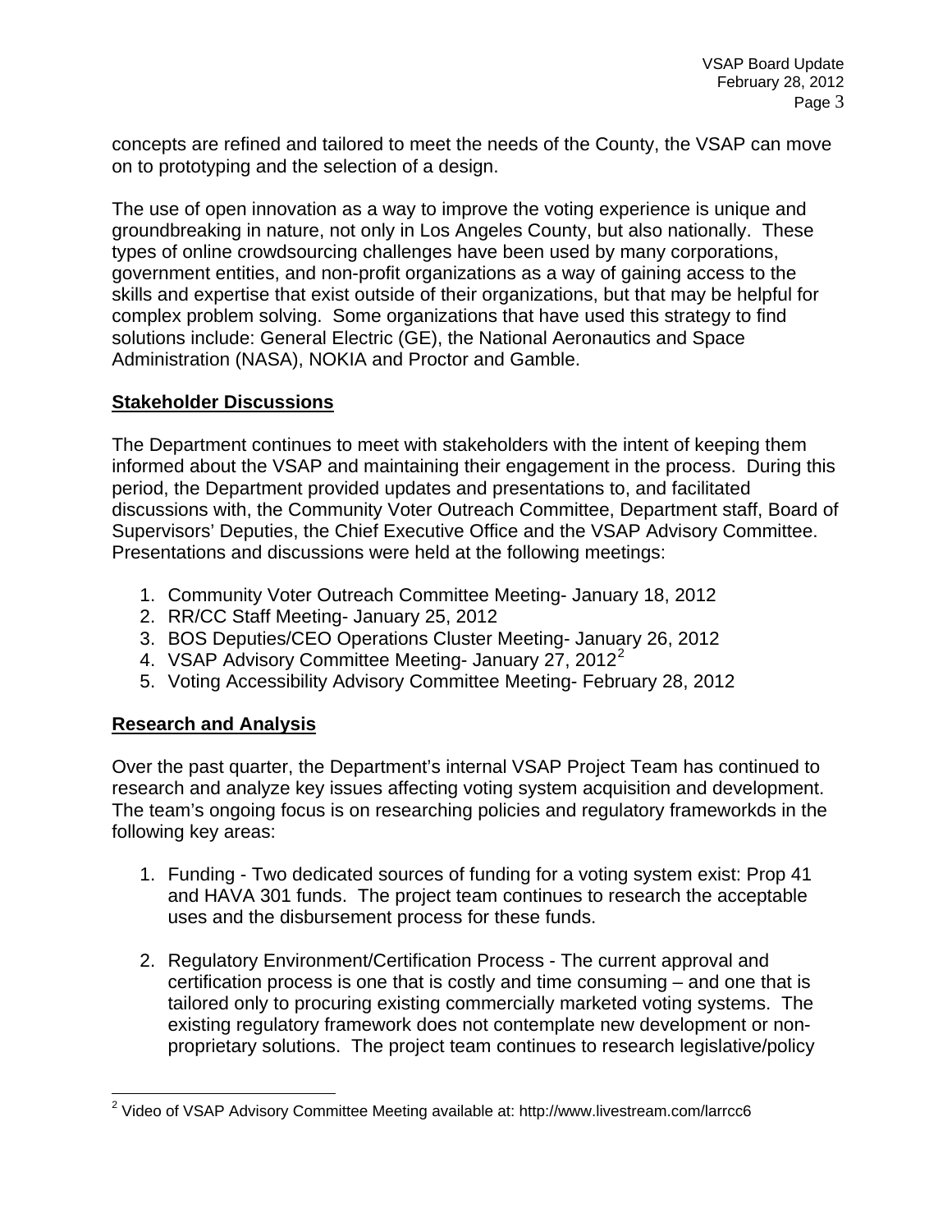concepts are refined and tailored to meet the needs of the County, the VSAP can move on to prototyping and the selection of a design.

The use of open innovation as a way to improve the voting experience is unique and groundbreaking in nature, not only in Los Angeles County, but also nationally. These types of online crowdsourcing challenges have been used by many corporations, government entities, and non-profit organizations as a way of gaining access to the skills and expertise that exist outside of their organizations, but that may be helpful for complex problem solving. Some organizations that have used this strategy to find solutions include: General Electric (GE), the National Aeronautics and Space Administration (NASA), NOKIA and Proctor and Gamble.

## Stakeholder Discussions

The Department continues to meet with stakeholders with the intent of keeping them informed about the VSAP and maintaining their engagement in the process. During this period, the Department provided updates and presentations to, and facilitated discussions with, the Community Voter Outreach Committee, Department staff, Board of Supervisors' Deputies, the Chief Executive Office and the VSAP Advisory Committee. Presentations and discussions were held at the following meetings:

1. Community Voter Outreach Committee Meeting- January 18, 2012
2. RR/CC Staff Meeting- January 25, 2012
3. BOS Deputies/CEO Operations Cluster Meeting- January 26, 2012
4. VSAP Advisory Committee Meeting- January 27, 2012[2]
5. Voting Accessibility Advisory Committee Meeting- February 28, 2012

## Research and Analysis

Over the past quarter, the Department's internal VSAP Project Team has continued to research and analyze key issues affecting voting system acquisition and development. The team's ongoing focus is on researching policies and regulatory frameworkds in the following key areas:

1. Funding - Two dedicated sources of funding for a voting system exist: Prop 41 and HAVA 301 funds. The project team continues to research the acceptable uses and the disbursement process for these funds.

2. Regulatory Environment/Certification Process - The current approval and certification process is one that is costly and time consuming – and one that is tailored only to procuring existing commercially marketed voting systems. The existing regulatory framework does not contemplate new development or non-proprietary solutions. The project team continues to research legislative/policy

[2] Video of VSAP Advisory Committee Meeting available at: http://www.livestream.com/larrcc6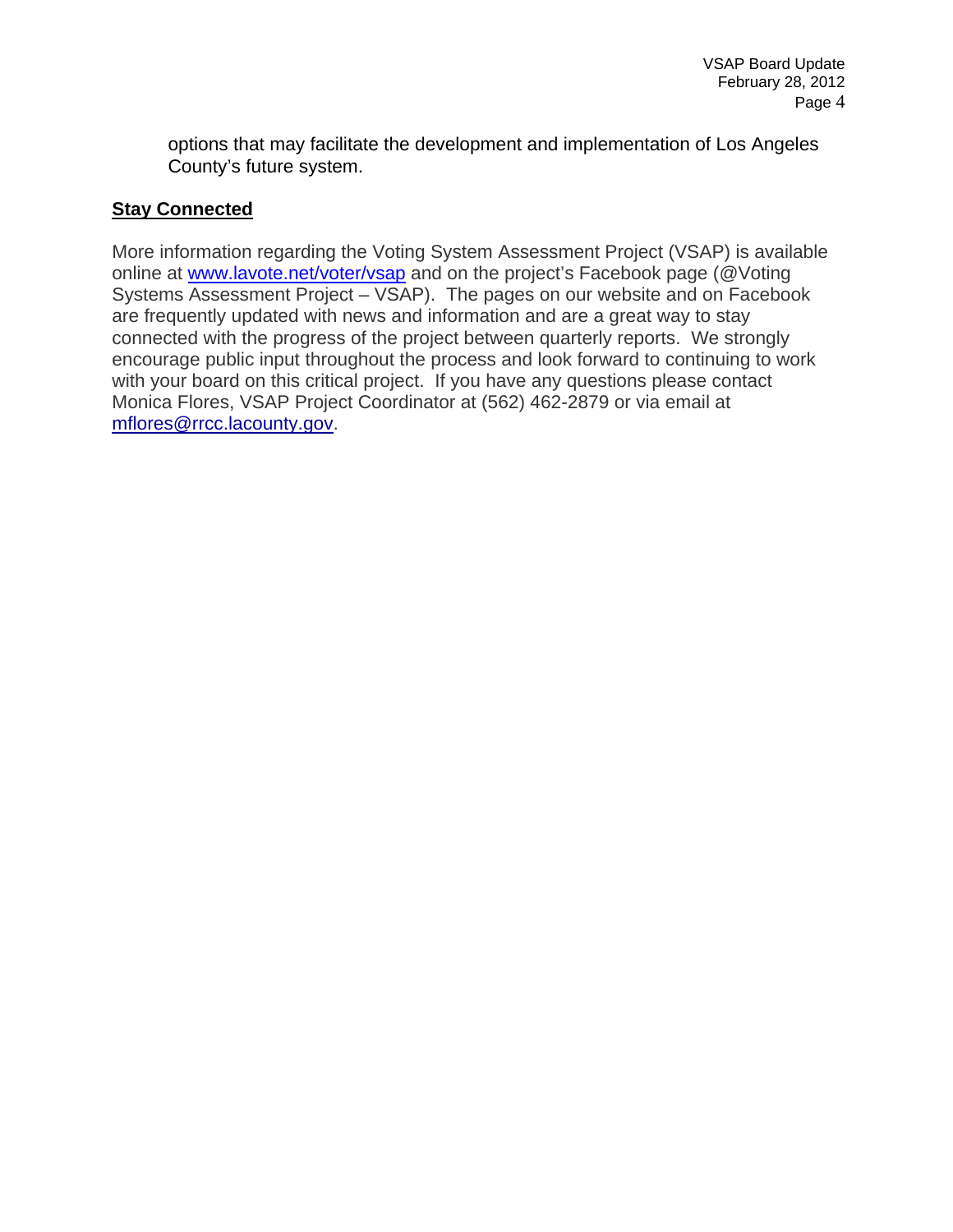options that may facilitate the development and implementation of Los Angeles County's future system.

## Stay Connected

More information regarding the Voting System Assessment Project (VSAP) is available online at [www.lavote.net/voter/vsap](www.lavote.net/voter/vsap) and on the project's Facebook page (@Voting Systems Assessment Project – VSAP). The pages on our website and on Facebook are frequently updated with news and information and are a great way to stay connected with the progress of the project between quarterly reports. We strongly encourage public input throughout the process and look forward to continuing to work with your board on this critical project. If you have any questions please contact Monica Flores, VSAP Project Coordinator at (562) 462-2879 or via email at [mflores@rrcc.lacounty.gov](mailto:mflores@rrcc.lacounty.gov).